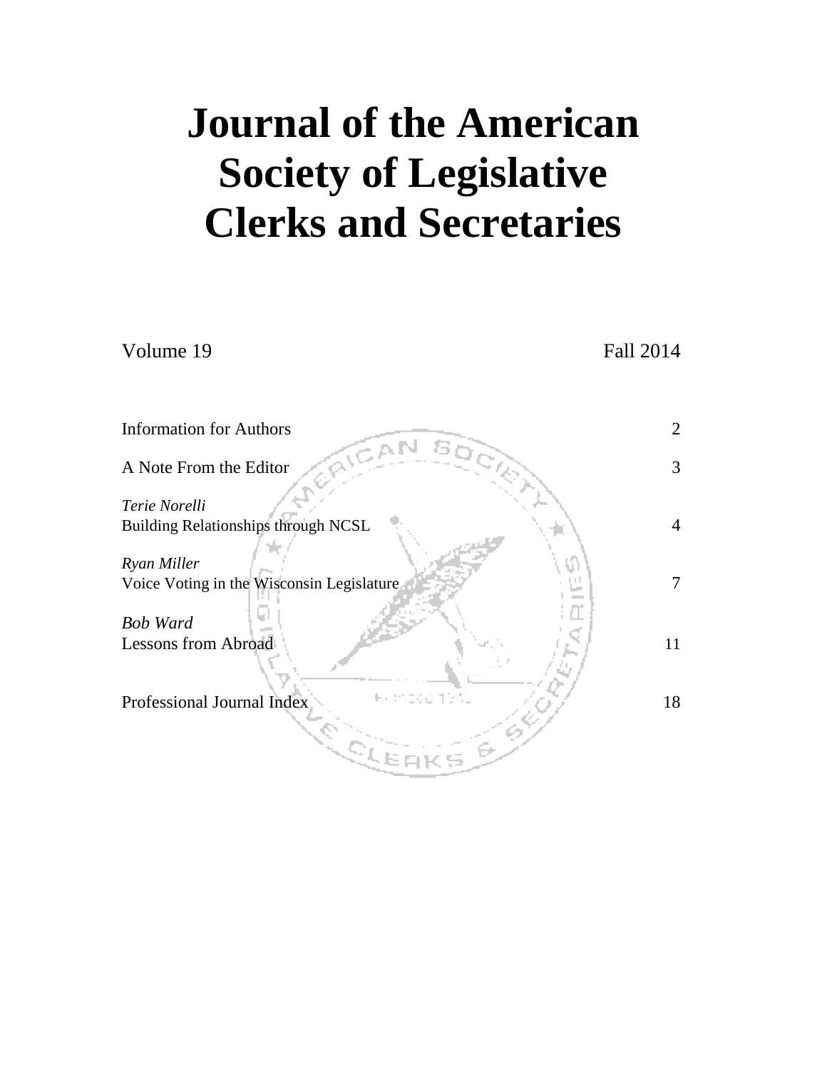# Journal of the American Society of Legislative Clerks and Secretaries

Volume 19 Fall 2014

| | |
|---|---|
| Information for Authors | 2 |
| A Note From the Editor | 3 |
| *Terie Norelli*<br>Building Relationships through NCSL | 4 |
| *Ryan Miller*<br>Voice Voting in the Wisconsin Legislature | 7 |
| *Bob Ward*<br>Lessons from Abroad | 11 |
| Professional Journal Index | 18 |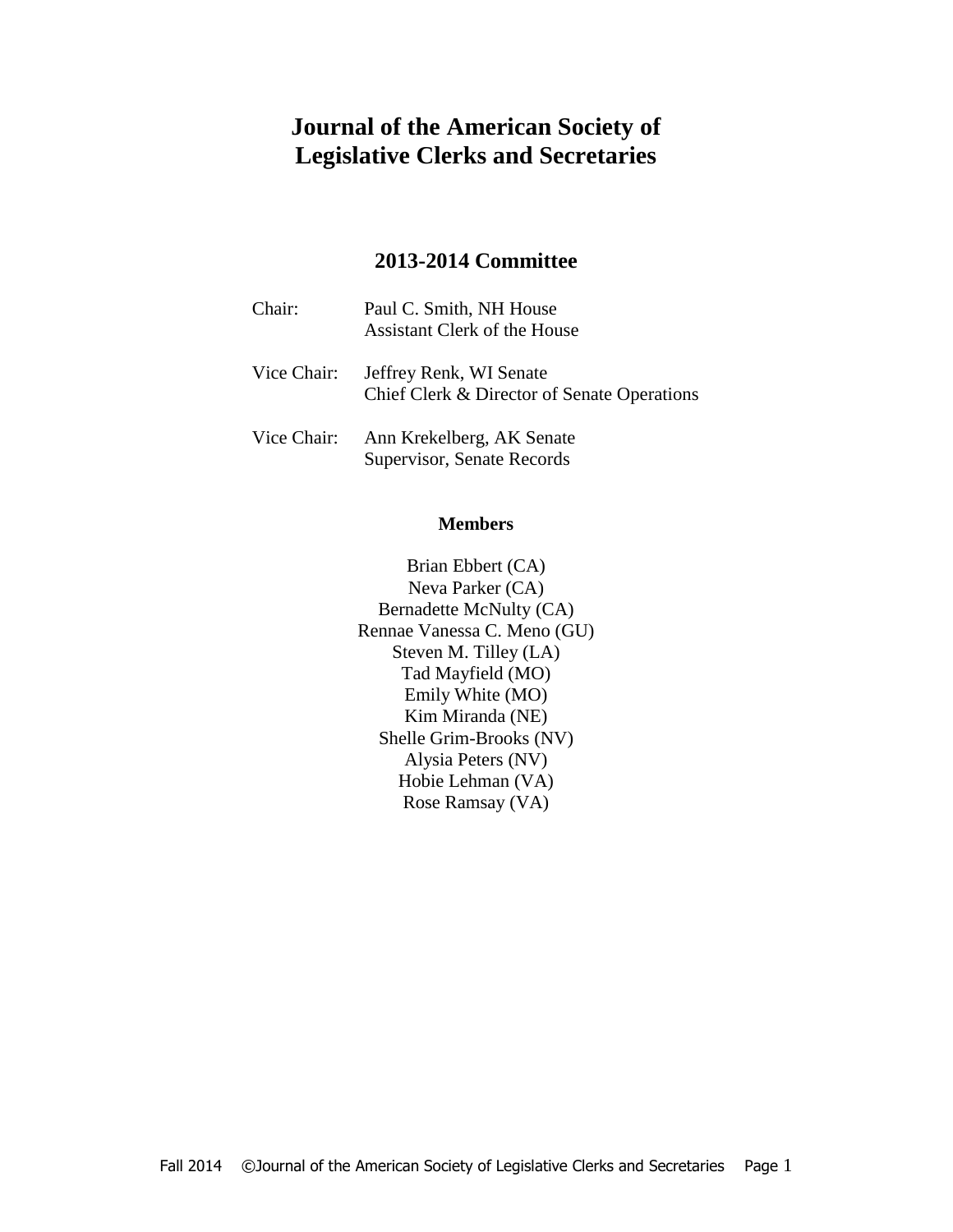# Journal of the American Society of Legislative Clerks and Secretaries

## 2013-2014 Committee

| | |
|---|---|
| Chair: | Paul C. Smith, NH House<br>Assistant Clerk of the House |
| Vice Chair: | Jeffrey Renk, WI Senate<br>Chief Clerk & Director of Senate Operations |
| Vice Chair: | Ann Krekelberg, AK Senate<br>Supervisor, Senate Records |

**Members**

Brian Ebbert (CA)
Neva Parker (CA)
Bernadette McNulty (CA)
Rennae Vanessa C. Meno (GU)
Steven M. Tilley (LA)
Tad Mayfield (MO)
Emily White (MO)
Kim Miranda (NE)
Shelle Grim-Brooks (NV)
Alysia Peters (NV)
Hobie Lehman (VA)
Rose Ramsay (VA)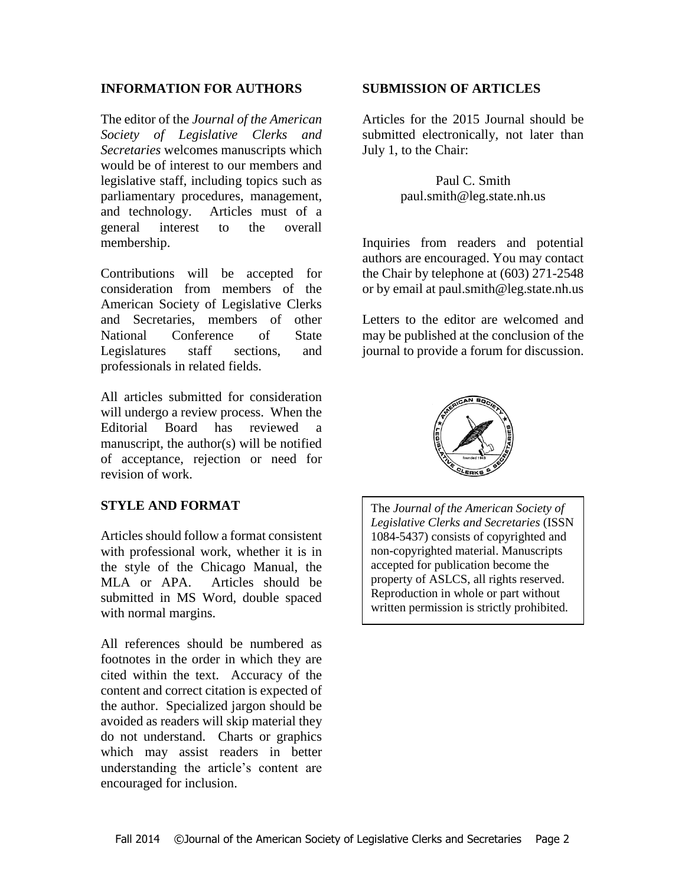## INFORMATION FOR AUTHORS

The editor of the *Journal of the American Society of Legislative Clerks and Secretaries* welcomes manuscripts which would be of interest to our members and legislative staff, including topics such as parliamentary procedures, management, and technology. Articles must of a general interest to the overall membership.

Contributions will be accepted for consideration from members of the American Society of Legislative Clerks and Secretaries, members of other National Conference of State Legislatures staff sections, and professionals in related fields.

All articles submitted for consideration will undergo a review process. When the Editorial Board has reviewed a manuscript, the author(s) will be notified of acceptance, rejection or need for revision of work.

## STYLE AND FORMAT

Articles should follow a format consistent with professional work, whether it is in the style of the Chicago Manual, the MLA or APA. Articles should be submitted in MS Word, double spaced with normal margins.

All references should be numbered as footnotes in the order in which they are cited within the text. Accuracy of the content and correct citation is expected of the author. Specialized jargon should be avoided as readers will skip material they do not understand. Charts or graphics which may assist readers in better understanding the article's content are encouraged for inclusion.

## SUBMISSION OF ARTICLES

Articles for the 2015 Journal should be submitted electronically, not later than July 1, to the Chair:

Paul C. Smith
paul.smith@leg.state.nh.us

Inquiries from readers and potential authors are encouraged. You may contact the Chair by telephone at (603) 271-2548 or by email at paul.smith@leg.state.nh.us

Letters to the editor are welcomed and may be published at the conclusion of the journal to provide a forum for discussion.

The *Journal of the American Society of Legislative Clerks and Secretaries* (ISSN 1084-5437) consists of copyrighted and non-copyrighted material. Manuscripts accepted for publication become the property of ASLCS, all rights reserved. Reproduction in whole or part without written permission is strictly prohibited.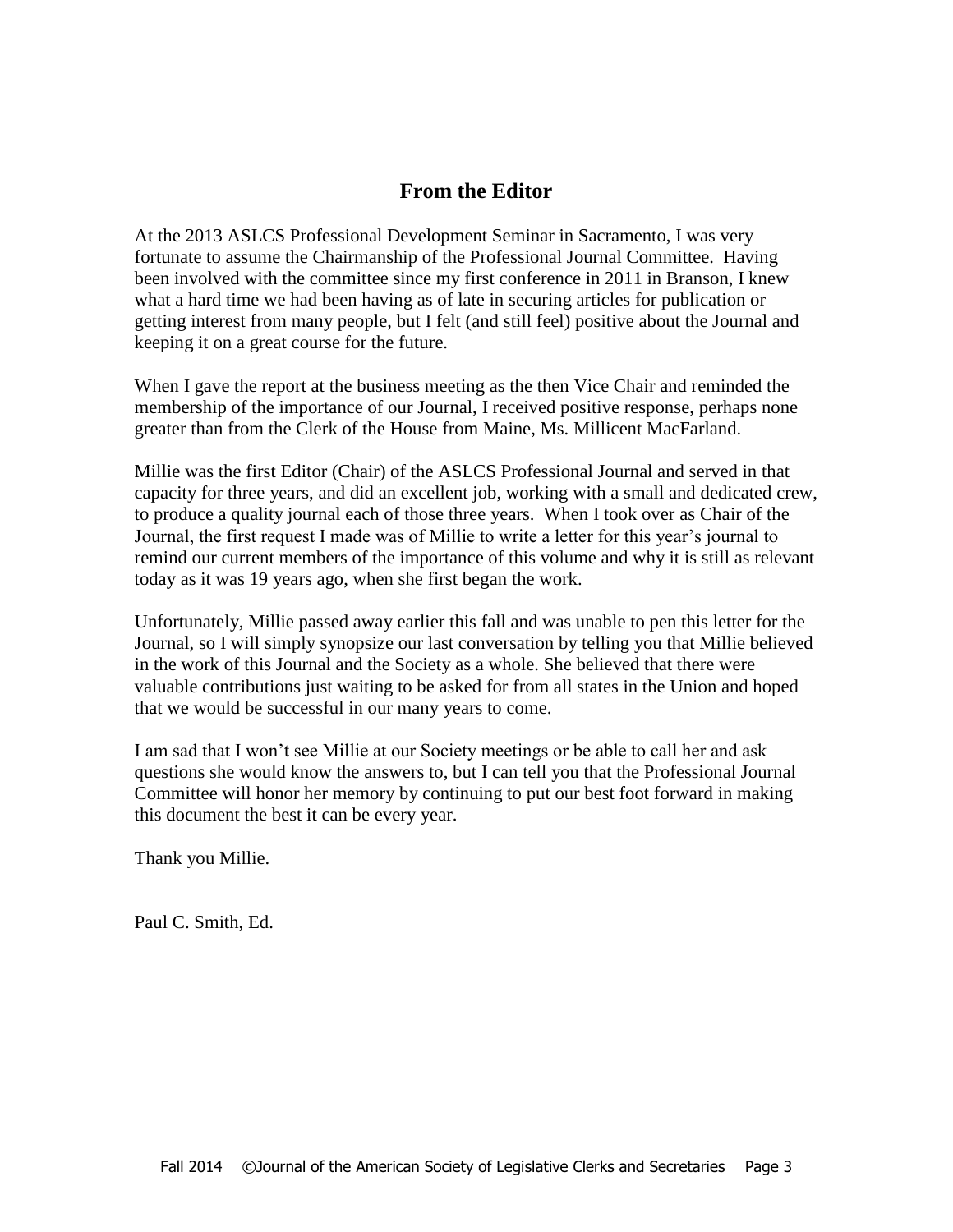## From the Editor

At the 2013 ASLCS Professional Development Seminar in Sacramento, I was very fortunate to assume the Chairmanship of the Professional Journal Committee. Having been involved with the committee since my first conference in 2011 in Branson, I knew what a hard time we had been having as of late in securing articles for publication or getting interest from many people, but I felt (and still feel) positive about the Journal and keeping it on a great course for the future.

When I gave the report at the business meeting as the then Vice Chair and reminded the membership of the importance of our Journal, I received positive response, perhaps none greater than from the Clerk of the House from Maine, Ms. Millicent MacFarland.

Millie was the first Editor (Chair) of the ASLCS Professional Journal and served in that capacity for three years, and did an excellent job, working with a small and dedicated crew, to produce a quality journal each of those three years. When I took over as Chair of the Journal, the first request I made was of Millie to write a letter for this year's journal to remind our current members of the importance of this volume and why it is still as relevant today as it was 19 years ago, when she first began the work.

Unfortunately, Millie passed away earlier this fall and was unable to pen this letter for the Journal, so I will simply synopsize our last conversation by telling you that Millie believed in the work of this Journal and the Society as a whole. She believed that there were valuable contributions just waiting to be asked for from all states in the Union and hoped that we would be successful in our many years to come.

I am sad that I won't see Millie at our Society meetings or be able to call her and ask questions she would know the answers to, but I can tell you that the Professional Journal Committee will honor her memory by continuing to put our best foot forward in making this document the best it can be every year.

Thank you Millie.

Paul C. Smith, Ed.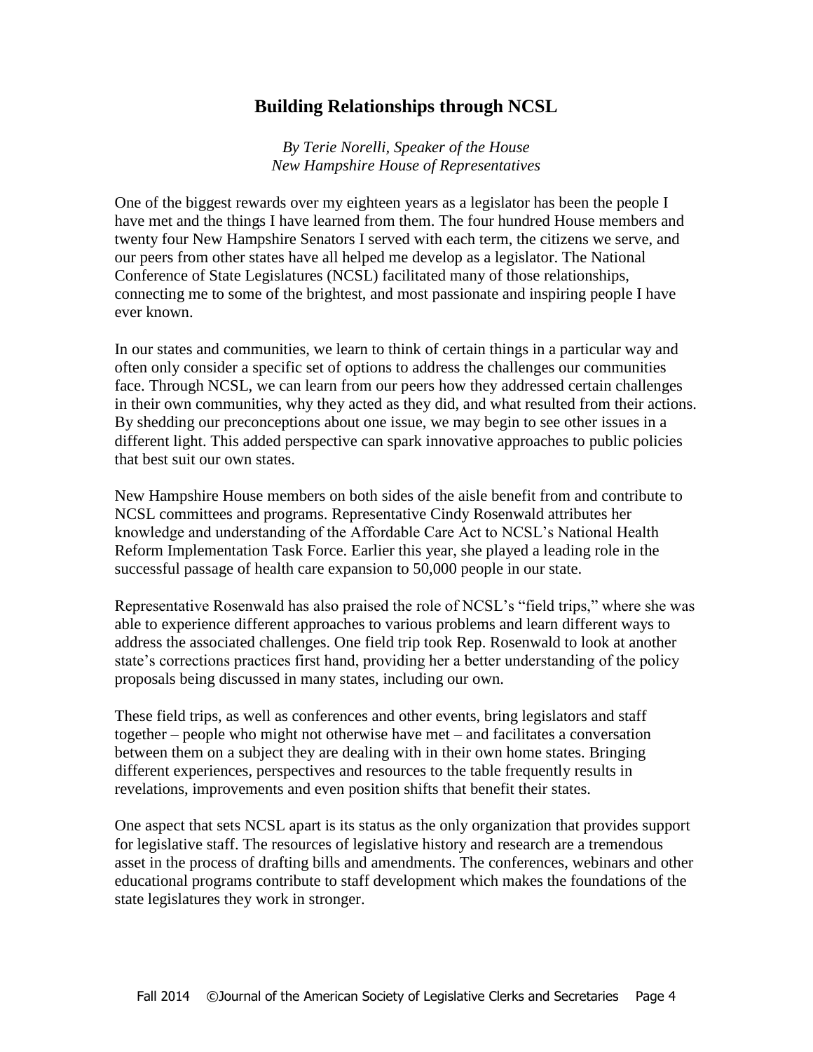## Building Relationships through NCSL

*By Terie Norelli, Speaker of the House*
*New Hampshire House of Representatives*

One of the biggest rewards over my eighteen years as a legislator has been the people I have met and the things I have learned from them. The four hundred House members and twenty four New Hampshire Senators I served with each term, the citizens we serve, and our peers from other states have all helped me develop as a legislator. The National Conference of State Legislatures (NCSL) facilitated many of those relationships, connecting me to some of the brightest, and most passionate and inspiring people I have ever known.

In our states and communities, we learn to think of certain things in a particular way and often only consider a specific set of options to address the challenges our communities face. Through NCSL, we can learn from our peers how they addressed certain challenges in their own communities, why they acted as they did, and what resulted from their actions. By shedding our preconceptions about one issue, we may begin to see other issues in a different light. This added perspective can spark innovative approaches to public policies that best suit our own states.

New Hampshire House members on both sides of the aisle benefit from and contribute to NCSL committees and programs. Representative Cindy Rosenwald attributes her knowledge and understanding of the Affordable Care Act to NCSL's National Health Reform Implementation Task Force. Earlier this year, she played a leading role in the successful passage of health care expansion to 50,000 people in our state.

Representative Rosenwald has also praised the role of NCSL's "field trips," where she was able to experience different approaches to various problems and learn different ways to address the associated challenges. One field trip took Rep. Rosenwald to look at another state's corrections practices first hand, providing her a better understanding of the policy proposals being discussed in many states, including our own.

These field trips, as well as conferences and other events, bring legislators and staff together – people who might not otherwise have met – and facilitates a conversation between them on a subject they are dealing with in their own home states. Bringing different experiences, perspectives and resources to the table frequently results in revelations, improvements and even position shifts that benefit their states.

One aspect that sets NCSL apart is its status as the only organization that provides support for legislative staff. The resources of legislative history and research are a tremendous asset in the process of drafting bills and amendments. The conferences, webinars and other educational programs contribute to staff development which makes the foundations of the state legislatures they work in stronger.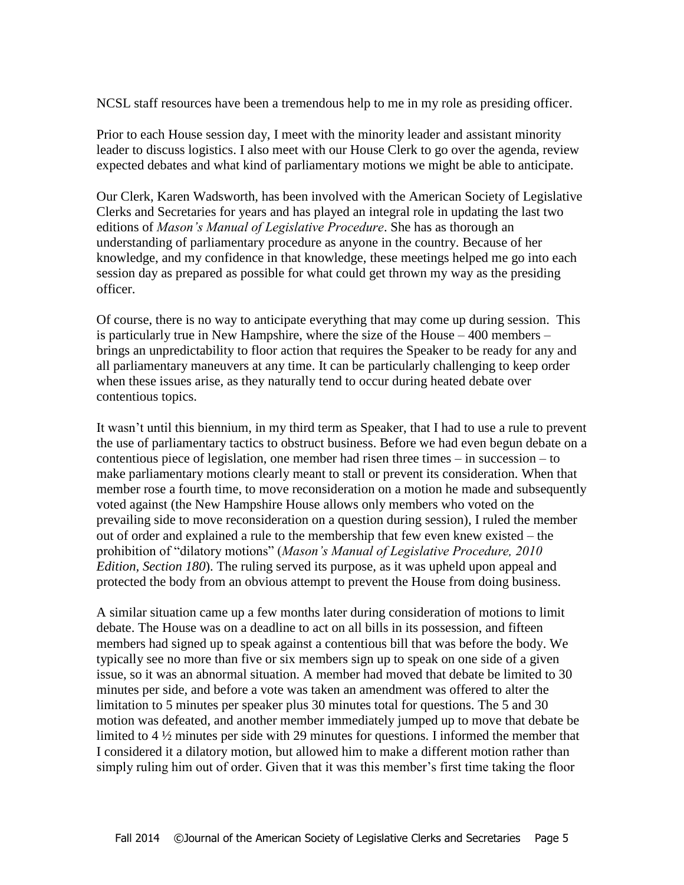NCSL staff resources have been a tremendous help to me in my role as presiding officer.

Prior to each House session day, I meet with the minority leader and assistant minority leader to discuss logistics. I also meet with our House Clerk to go over the agenda, review expected debates and what kind of parliamentary motions we might be able to anticipate.

Our Clerk, Karen Wadsworth, has been involved with the American Society of Legislative Clerks and Secretaries for years and has played an integral role in updating the last two editions of *Mason's Manual of Legislative Procedure*. She has as thorough an understanding of parliamentary procedure as anyone in the country. Because of her knowledge, and my confidence in that knowledge, these meetings helped me go into each session day as prepared as possible for what could get thrown my way as the presiding officer.

Of course, there is no way to anticipate everything that may come up during session. This is particularly true in New Hampshire, where the size of the House – 400 members – brings an unpredictability to floor action that requires the Speaker to be ready for any and all parliamentary maneuvers at any time. It can be particularly challenging to keep order when these issues arise, as they naturally tend to occur during heated debate over contentious topics.

It wasn't until this biennium, in my third term as Speaker, that I had to use a rule to prevent the use of parliamentary tactics to obstruct business. Before we had even begun debate on a contentious piece of legislation, one member had risen three times – in succession – to make parliamentary motions clearly meant to stall or prevent its consideration. When that member rose a fourth time, to move reconsideration on a motion he made and subsequently voted against (the New Hampshire House allows only members who voted on the prevailing side to move reconsideration on a question during session), I ruled the member out of order and explained a rule to the membership that few even knew existed – the prohibition of "dilatory motions" (*Mason's Manual of Legislative Procedure, 2010 Edition, Section 180*). The ruling served its purpose, as it was upheld upon appeal and protected the body from an obvious attempt to prevent the House from doing business.

A similar situation came up a few months later during consideration of motions to limit debate. The House was on a deadline to act on all bills in its possession, and fifteen members had signed up to speak against a contentious bill that was before the body. We typically see no more than five or six members sign up to speak on one side of a given issue, so it was an abnormal situation. A member had moved that debate be limited to 30 minutes per side, and before a vote was taken an amendment was offered to alter the limitation to 5 minutes per speaker plus 30 minutes total for questions. The 5 and 30 motion was defeated, and another member immediately jumped up to move that debate be limited to 4 ½ minutes per side with 29 minutes for questions. I informed the member that I considered it a dilatory motion, but allowed him to make a different motion rather than simply ruling him out of order. Given that it was this member's first time taking the floor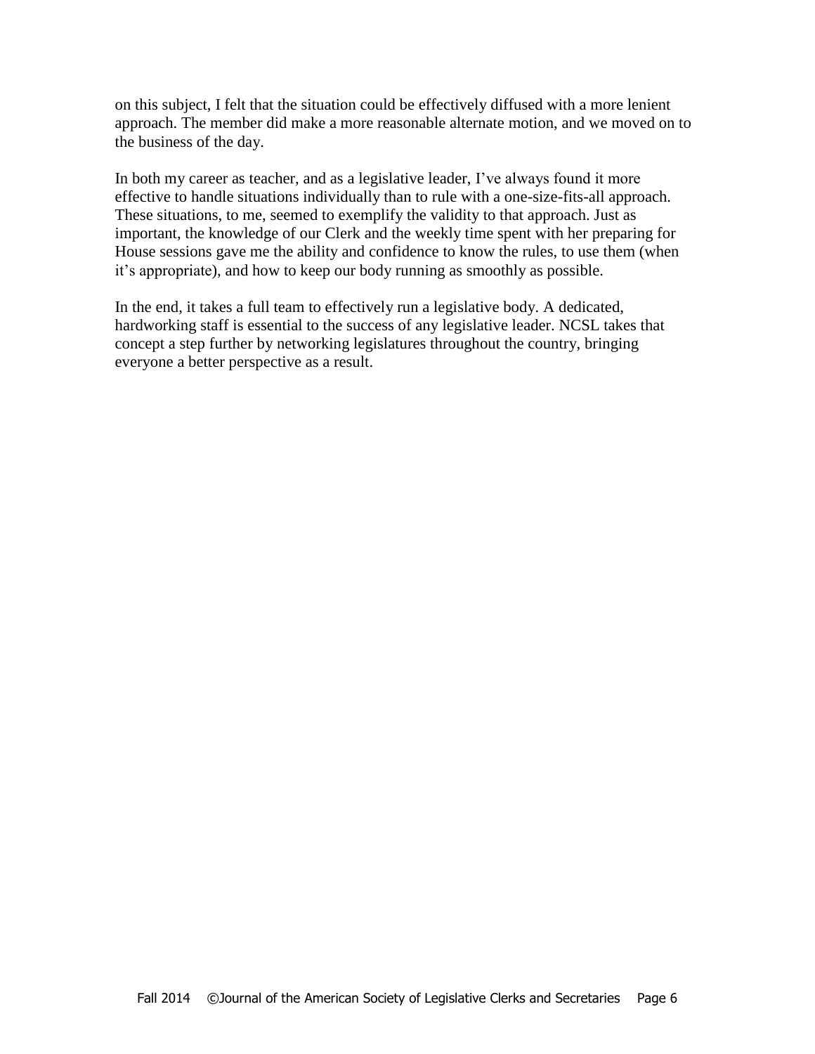on this subject, I felt that the situation could be effectively diffused with a more lenient approach. The member did make a more reasonable alternate motion, and we moved on to the business of the day.

In both my career as teacher, and as a legislative leader, I've always found it more effective to handle situations individually than to rule with a one-size-fits-all approach. These situations, to me, seemed to exemplify the validity to that approach. Just as important, the knowledge of our Clerk and the weekly time spent with her preparing for House sessions gave me the ability and confidence to know the rules, to use them (when it's appropriate), and how to keep our body running as smoothly as possible.

In the end, it takes a full team to effectively run a legislative body. A dedicated, hardworking staff is essential to the success of any legislative leader. NCSL takes that concept a step further by networking legislatures throughout the country, bringing everyone a better perspective as a result.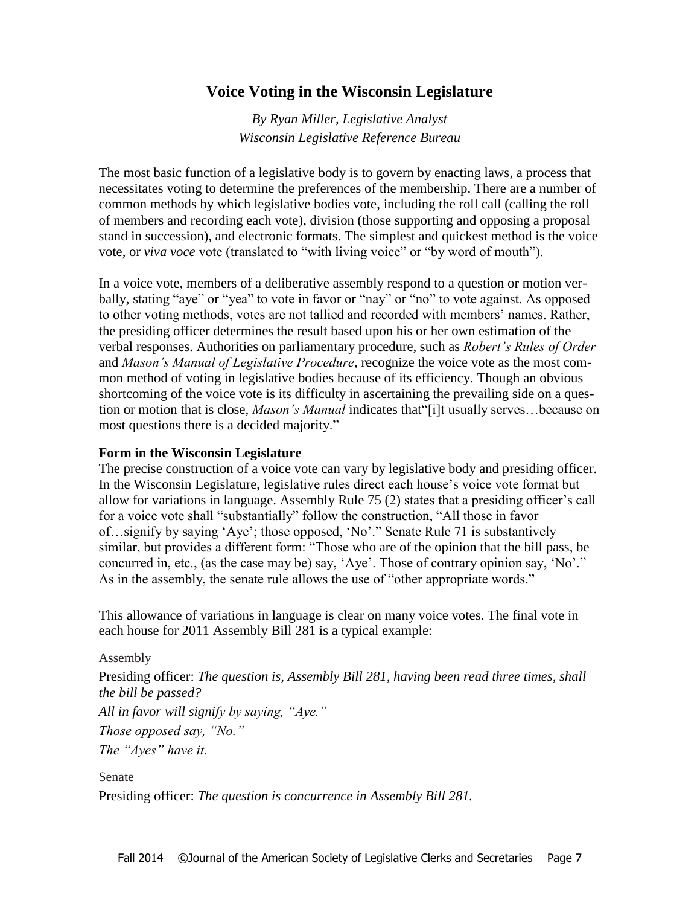## Voice Voting in the Wisconsin Legislature

*By Ryan Miller, Legislative Analyst*
*Wisconsin Legislative Reference Bureau*

The most basic function of a legislative body is to govern by enacting laws, a process that necessitates voting to determine the preferences of the membership. There are a number of common methods by which legislative bodies vote, including the roll call (calling the roll of members and recording each vote), division (those supporting and opposing a proposal stand in succession), and electronic formats. The simplest and quickest method is the voice vote, or *viva voce* vote (translated to "with living voice" or "by word of mouth").

In a voice vote, members of a deliberative assembly respond to a question or motion verbally, stating "aye" or "yea" to vote in favor or "nay" or "no" to vote against. As opposed to other voting methods, votes are not tallied and recorded with members' names. Rather, the presiding officer determines the result based upon his or her own estimation of the verbal responses. Authorities on parliamentary procedure, such as *Robert's Rules of Order* and *Mason's Manual of Legislative Procedure*, recognize the voice vote as the most common method of voting in legislative bodies because of its efficiency. Though an obvious shortcoming of the voice vote is its difficulty in ascertaining the prevailing side on a question or motion that is close, *Mason's Manual* indicates that"[i]t usually serves…because on most questions there is a decided majority."

**Form in the Wisconsin Legislature**

The precise construction of a voice vote can vary by legislative body and presiding officer. In the Wisconsin Legislature, legislative rules direct each house's voice vote format but allow for variations in language. Assembly Rule 75 (2) states that a presiding officer's call for a voice vote shall "substantially" follow the construction, "All those in favor of…signify by saying 'Aye'; those opposed, 'No'." Senate Rule 71 is substantively similar, but provides a different form: "Those who are of the opinion that the bill pass, be concurred in, etc., (as the case may be) say, 'Aye'. Those of contrary opinion say, 'No'." As in the assembly, the senate rule allows the use of "other appropriate words."

This allowance of variations in language is clear on many voice votes. The final vote in each house for 2011 Assembly Bill 281 is a typical example:

Assembly

Presiding officer: *The question is, Assembly Bill 281, having been read three times, shall the bill be passed?*

*All in favor will signify by saying, "Aye."*

*Those opposed say, "No."*

*The "Ayes" have it.*

Senate

Presiding officer: *The question is concurrence in Assembly Bill 281.*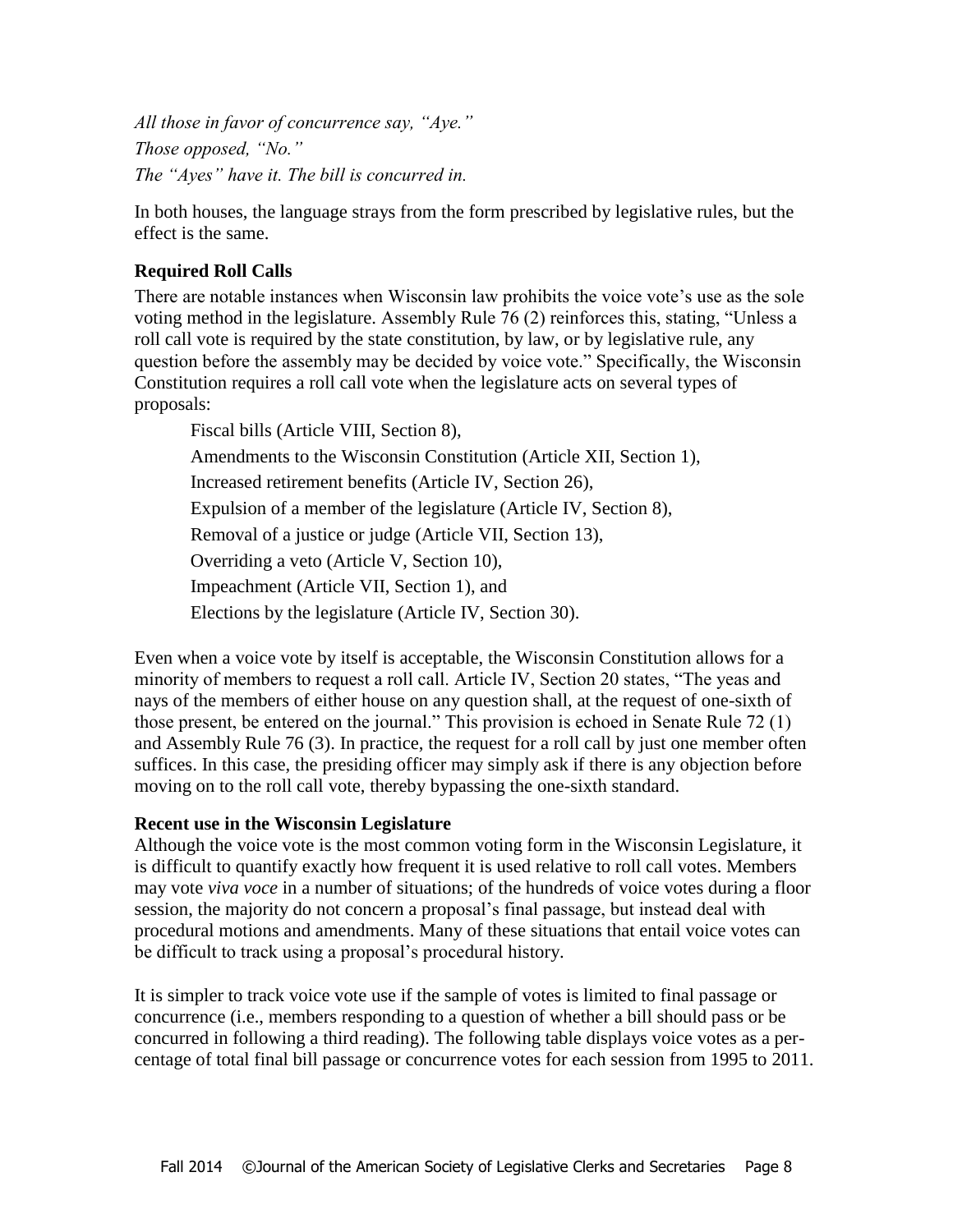*All those in favor of concurrence say, "Aye."*
*Those opposed, "No."*
*The "Ayes" have it. The bill is concurred in.*

In both houses, the language strays from the form prescribed by legislative rules, but the effect is the same.

**Required Roll Calls**

There are notable instances when Wisconsin law prohibits the voice vote's use as the sole voting method in the legislature. Assembly Rule 76 (2) reinforces this, stating, "Unless a roll call vote is required by the state constitution, by law, or by legislative rule, any question before the assembly may be decided by voice vote." Specifically, the Wisconsin Constitution requires a roll call vote when the legislature acts on several types of proposals:

Fiscal bills (Article VIII, Section 8),
Amendments to the Wisconsin Constitution (Article XII, Section 1),
Increased retirement benefits (Article IV, Section 26),
Expulsion of a member of the legislature (Article IV, Section 8),
Removal of a justice or judge (Article VII, Section 13),
Overriding a veto (Article V, Section 10),
Impeachment (Article VII, Section 1), and
Elections by the legislature (Article IV, Section 30).

Even when a voice vote by itself is acceptable, the Wisconsin Constitution allows for a minority of members to request a roll call. Article IV, Section 20 states, "The yeas and nays of the members of either house on any question shall, at the request of one-sixth of those present, be entered on the journal." This provision is echoed in Senate Rule 72 (1) and Assembly Rule 76 (3). In practice, the request for a roll call by just one member often suffices. In this case, the presiding officer may simply ask if there is any objection before moving on to the roll call vote, thereby bypassing the one-sixth standard.

**Recent use in the Wisconsin Legislature**

Although the voice vote is the most common voting form in the Wisconsin Legislature, it is difficult to quantify exactly how frequent it is used relative to roll call votes. Members may vote *viva voce* in a number of situations; of the hundreds of voice votes during a floor session, the majority do not concern a proposal's final passage, but instead deal with procedural motions and amendments. Many of these situations that entail voice votes can be difficult to track using a proposal's procedural history.

It is simpler to track voice vote use if the sample of votes is limited to final passage or concurrence (i.e., members responding to a question of whether a bill should pass or be concurred in following a third reading). The following table displays voice votes as a percentage of total final bill passage or concurrence votes for each session from 1995 to 2011.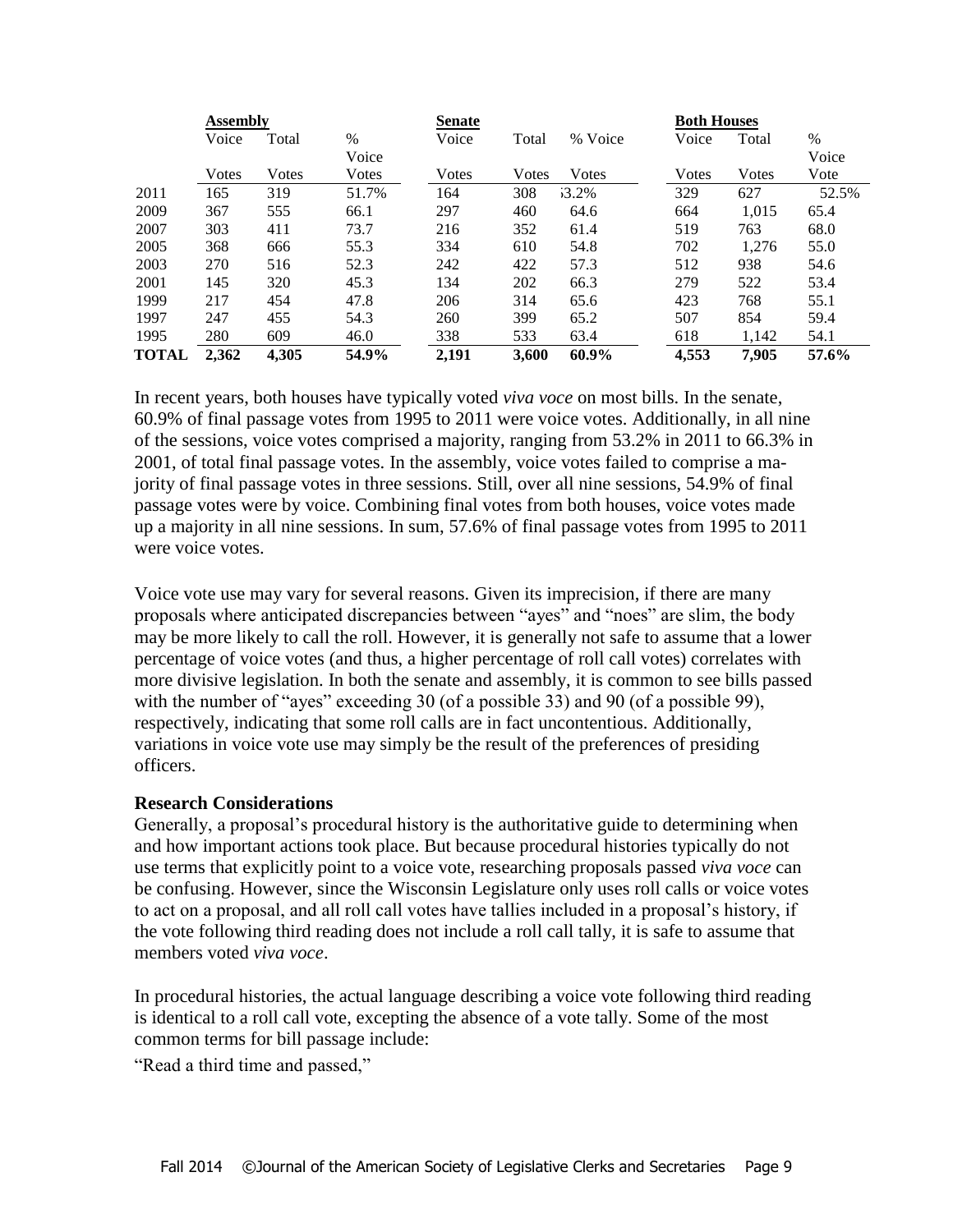| | Assembly | | | Senate | | | Both Houses | | |
|---|---|---|---|---|---|---|---|---|---|
| | Voice Votes | Total Votes | % Voice Votes | Voice Votes | Total Votes | % Voice Votes | Voice Votes | Total Votes | % Voice Vote |
| 2011 | 165 | 319 | 51.7% | 164 | 308 | 53.2% | 329 | 627 | 52.5% |
| 2009 | 367 | 555 | 66.1 | 297 | 460 | 64.6 | 664 | 1,015 | 65.4 |
| 2007 | 303 | 411 | 73.7 | 216 | 352 | 61.4 | 519 | 763 | 68.0 |
| 2005 | 368 | 666 | 55.3 | 334 | 610 | 54.8 | 702 | 1,276 | 55.0 |
| 2003 | 270 | 516 | 52.3 | 242 | 422 | 57.3 | 512 | 938 | 54.6 |
| 2001 | 145 | 320 | 45.3 | 134 | 202 | 66.3 | 279 | 522 | 53.4 |
| 1999 | 217 | 454 | 47.8 | 206 | 314 | 65.6 | 423 | 768 | 55.1 |
| 1997 | 247 | 455 | 54.3 | 260 | 399 | 65.2 | 507 | 854 | 59.4 |
| 1995 | 280 | 609 | 46.0 | 338 | 533 | 63.4 | 618 | 1,142 | 54.1 |
| **TOTAL** | **2,362** | **4,305** | **54.9%** | **2,191** | **3,600** | **60.9%** | **4,553** | **7,905** | **57.6%** |

In recent years, both houses have typically voted *viva voce* on most bills. In the senate, 60.9% of final passage votes from 1995 to 2011 were voice votes. Additionally, in all nine of the sessions, voice votes comprised a majority, ranging from 53.2% in 2011 to 66.3% in 2001, of total final passage votes. In the assembly, voice votes failed to comprise a majority of final passage votes in three sessions. Still, over all nine sessions, 54.9% of final passage votes were by voice. Combining final votes from both houses, voice votes made up a majority in all nine sessions. In sum, 57.6% of final passage votes from 1995 to 2011 were voice votes.

Voice vote use may vary for several reasons. Given its imprecision, if there are many proposals where anticipated discrepancies between "ayes" and "noes" are slim, the body may be more likely to call the roll. However, it is generally not safe to assume that a lower percentage of voice votes (and thus, a higher percentage of roll call votes) correlates with more divisive legislation. In both the senate and assembly, it is common to see bills passed with the number of "ayes" exceeding 30 (of a possible 33) and 90 (of a possible 99), respectively, indicating that some roll calls are in fact uncontentious. Additionally, variations in voice vote use may simply be the result of the preferences of presiding officers.

### Research Considerations

Generally, a proposal's procedural history is the authoritative guide to determining when and how important actions took place. But because procedural histories typically do not use terms that explicitly point to a voice vote, researching proposals passed *viva voce* can be confusing. However, since the Wisconsin Legislature only uses roll calls or voice votes to act on a proposal, and all roll call votes have tallies included in a proposal's history, if the vote following third reading does not include a roll call tally, it is safe to assume that members voted *viva voce*.

In procedural histories, the actual language describing a voice vote following third reading is identical to a roll call vote, excepting the absence of a vote tally. Some of the most common terms for bill passage include:

"Read a third time and passed,"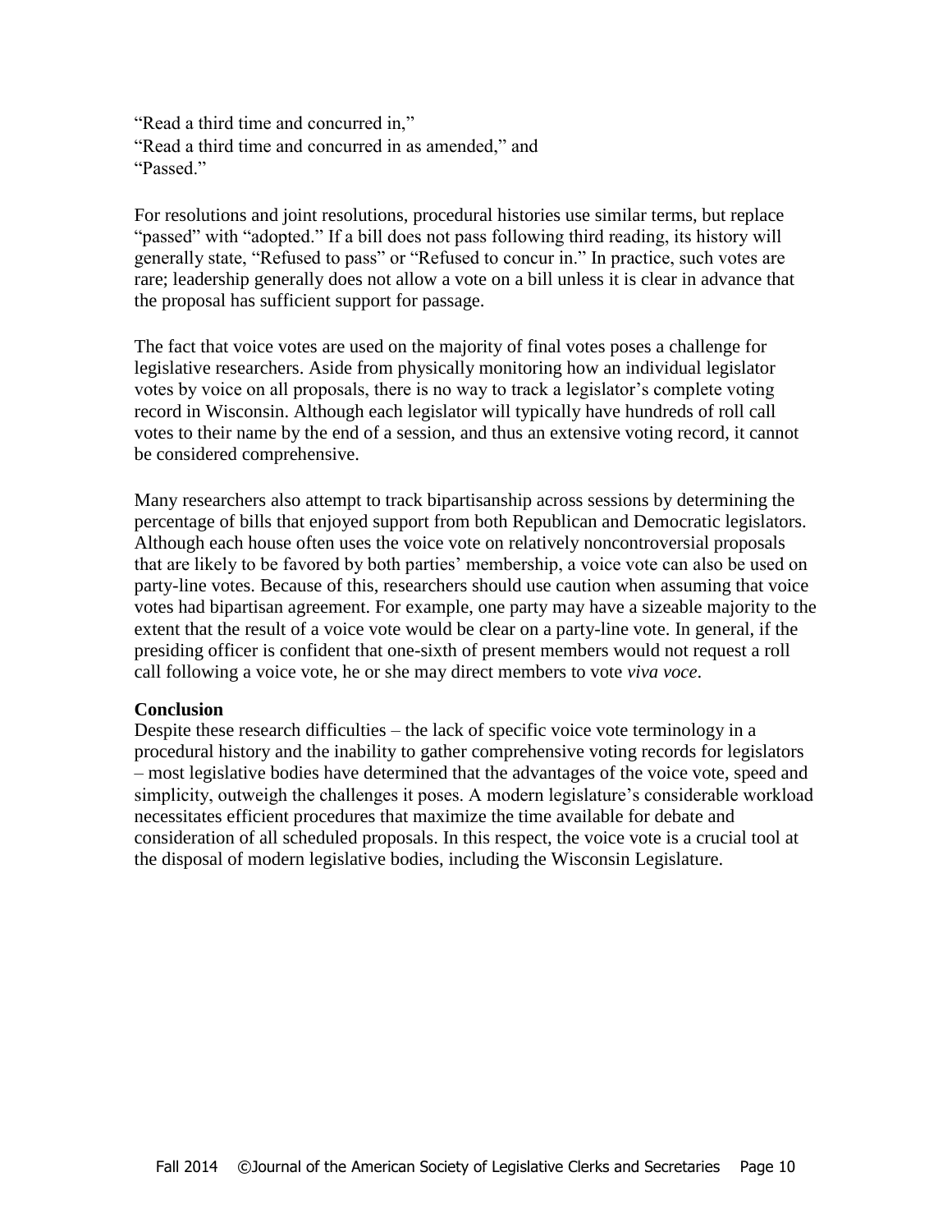"Read a third time and concurred in,"
"Read a third time and concurred in as amended," and
"Passed."

For resolutions and joint resolutions, procedural histories use similar terms, but replace "passed" with "adopted." If a bill does not pass following third reading, its history will generally state, "Refused to pass" or "Refused to concur in." In practice, such votes are rare; leadership generally does not allow a vote on a bill unless it is clear in advance that the proposal has sufficient support for passage.

The fact that voice votes are used on the majority of final votes poses a challenge for legislative researchers. Aside from physically monitoring how an individual legislator votes by voice on all proposals, there is no way to track a legislator's complete voting record in Wisconsin. Although each legislator will typically have hundreds of roll call votes to their name by the end of a session, and thus an extensive voting record, it cannot be considered comprehensive.

Many researchers also attempt to track bipartisanship across sessions by determining the percentage of bills that enjoyed support from both Republican and Democratic legislators. Although each house often uses the voice vote on relatively noncontroversial proposals that are likely to be favored by both parties' membership, a voice vote can also be used on party-line votes. Because of this, researchers should use caution when assuming that voice votes had bipartisan agreement. For example, one party may have a sizeable majority to the extent that the result of a voice vote would be clear on a party-line vote. In general, if the presiding officer is confident that one-sixth of present members would not request a roll call following a voice vote, he or she may direct members to vote *viva voce*.

**Conclusion**

Despite these research difficulties – the lack of specific voice vote terminology in a procedural history and the inability to gather comprehensive voting records for legislators – most legislative bodies have determined that the advantages of the voice vote, speed and simplicity, outweigh the challenges it poses. A modern legislature's considerable workload necessitates efficient procedures that maximize the time available for debate and consideration of all scheduled proposals. In this respect, the voice vote is a crucial tool at the disposal of modern legislative bodies, including the Wisconsin Legislature.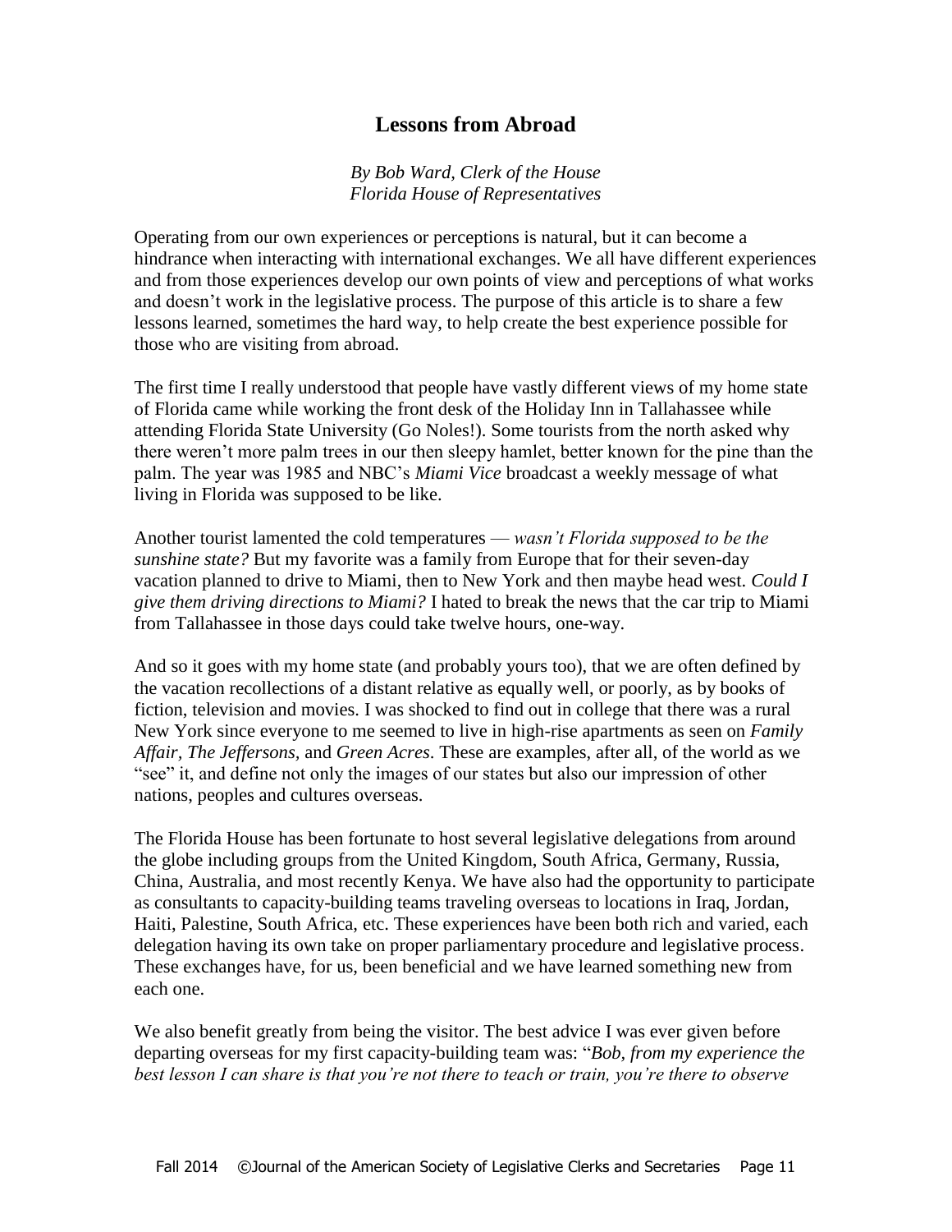## Lessons from Abroad

*By Bob Ward, Clerk of the House*
*Florida House of Representatives*

Operating from our own experiences or perceptions is natural, but it can become a hindrance when interacting with international exchanges. We all have different experiences and from those experiences develop our own points of view and perceptions of what works and doesn't work in the legislative process. The purpose of this article is to share a few lessons learned, sometimes the hard way, to help create the best experience possible for those who are visiting from abroad.

The first time I really understood that people have vastly different views of my home state of Florida came while working the front desk of the Holiday Inn in Tallahassee while attending Florida State University (Go Noles!). Some tourists from the north asked why there weren't more palm trees in our then sleepy hamlet, better known for the pine than the palm. The year was 1985 and NBC's *Miami Vice* broadcast a weekly message of what living in Florida was supposed to be like.

Another tourist lamented the cold temperatures — *wasn't Florida supposed to be the sunshine state?* But my favorite was a family from Europe that for their seven-day vacation planned to drive to Miami, then to New York and then maybe head west. *Could I give them driving directions to Miami?* I hated to break the news that the car trip to Miami from Tallahassee in those days could take twelve hours, one-way.

And so it goes with my home state (and probably yours too), that we are often defined by the vacation recollections of a distant relative as equally well, or poorly, as by books of fiction, television and movies. I was shocked to find out in college that there was a rural New York since everyone to me seemed to live in high-rise apartments as seen on *Family Affair*, *The Jeffersons*, and *Green Acres*. These are examples, after all, of the world as we "see" it, and define not only the images of our states but also our impression of other nations, peoples and cultures overseas.

The Florida House has been fortunate to host several legislative delegations from around the globe including groups from the United Kingdom, South Africa, Germany, Russia, China, Australia, and most recently Kenya. We have also had the opportunity to participate as consultants to capacity-building teams traveling overseas to locations in Iraq, Jordan, Haiti, Palestine, South Africa, etc. These experiences have been both rich and varied, each delegation having its own take on proper parliamentary procedure and legislative process. These exchanges have, for us, been beneficial and we have learned something new from each one.

We also benefit greatly from being the visitor. The best advice I was ever given before departing overseas for my first capacity-building team was: "*Bob, from my experience the best lesson I can share is that you're not there to teach or train, you're there to observe*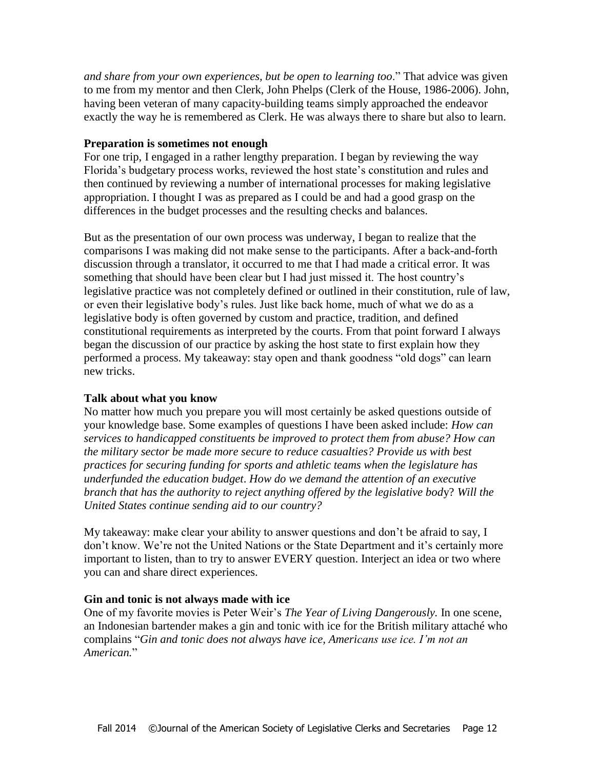*and share from your own experiences, but be open to learning too*." That advice was given to me from my mentor and then Clerk, John Phelps (Clerk of the House, 1986-2006). John, having been veteran of many capacity-building teams simply approached the endeavor exactly the way he is remembered as Clerk. He was always there to share but also to learn.

**Preparation is sometimes not enough**

For one trip, I engaged in a rather lengthy preparation. I began by reviewing the way Florida's budgetary process works, reviewed the host state's constitution and rules and then continued by reviewing a number of international processes for making legislative appropriation. I thought I was as prepared as I could be and had a good grasp on the differences in the budget processes and the resulting checks and balances.

But as the presentation of our own process was underway, I began to realize that the comparisons I was making did not make sense to the participants. After a back-and-forth discussion through a translator, it occurred to me that I had made a critical error. It was something that should have been clear but I had just missed it. The host country's legislative practice was not completely defined or outlined in their constitution, rule of law, or even their legislative body's rules. Just like back home, much of what we do as a legislative body is often governed by custom and practice, tradition, and defined constitutional requirements as interpreted by the courts. From that point forward I always began the discussion of our practice by asking the host state to first explain how they performed a process. My takeaway: stay open and thank goodness "old dogs" can learn new tricks.

**Talk about what you know**

No matter how much you prepare you will most certainly be asked questions outside of your knowledge base. Some examples of questions I have been asked include: *How can services to handicapped constituents be improved to protect them from abuse? How can the military sector be made more secure to reduce casualties? Provide us with best practices for securing funding for sports and athletic teams when the legislature has underfunded the education budget*. *How do we demand the attention of an executive branch that has the authority to reject anything offered by the legislative body*? *Will the United States continue sending aid to our country?*

My takeaway: make clear your ability to answer questions and don't be afraid to say, I don't know. We're not the United Nations or the State Department and it's certainly more important to listen, than to try to answer EVERY question. Interject an idea or two where you can and share direct experiences.

**Gin and tonic is not always made with ice**

One of my favorite movies is Peter Weir's *The Year of Living Dangerously.* In one scene, an Indonesian bartender makes a gin and tonic with ice for the British military attaché who complains "*Gin and tonic does not always have ice, Americans use ice. I'm not an American.*"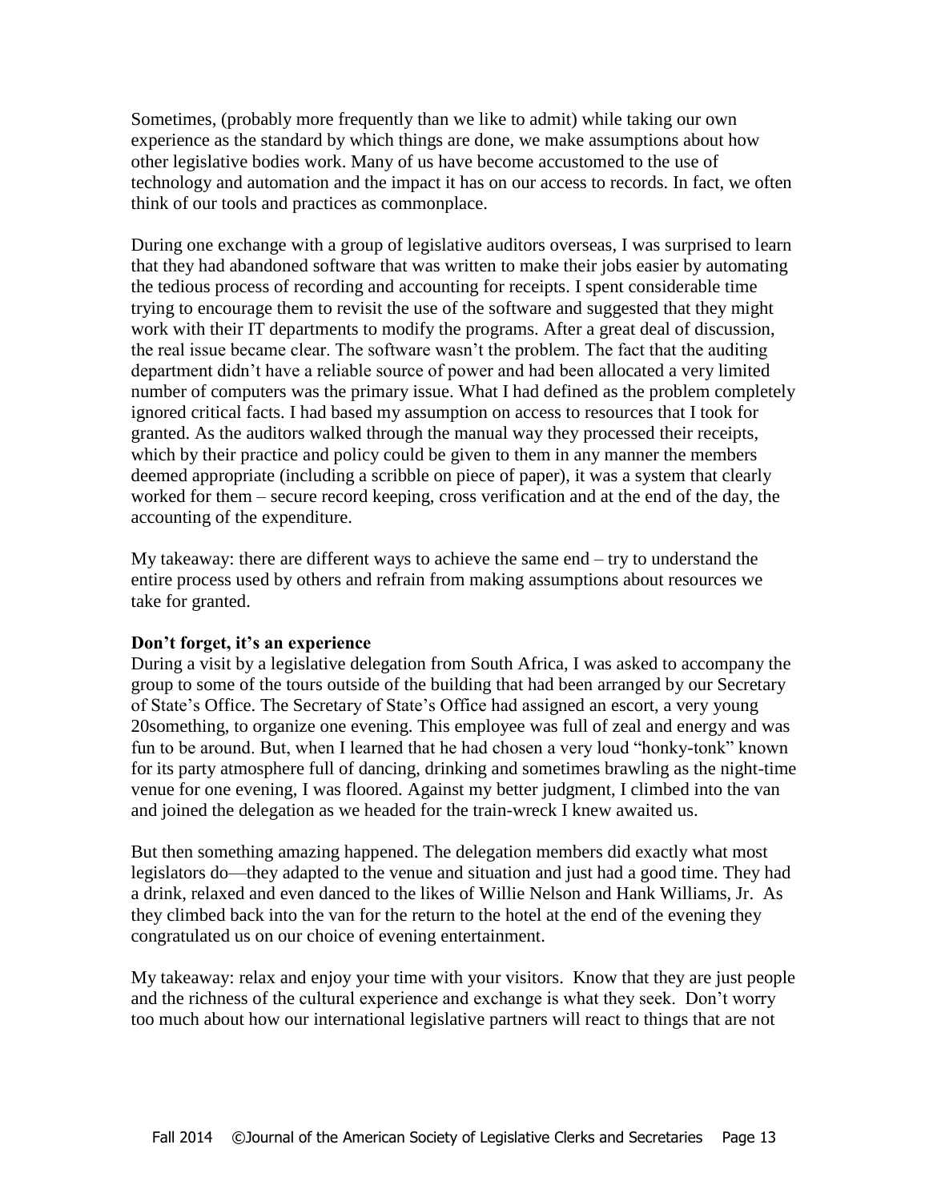Sometimes, (probably more frequently than we like to admit) while taking our own experience as the standard by which things are done, we make assumptions about how other legislative bodies work. Many of us have become accustomed to the use of technology and automation and the impact it has on our access to records. In fact, we often think of our tools and practices as commonplace.

During one exchange with a group of legislative auditors overseas, I was surprised to learn that they had abandoned software that was written to make their jobs easier by automating the tedious process of recording and accounting for receipts. I spent considerable time trying to encourage them to revisit the use of the software and suggested that they might work with their IT departments to modify the programs. After a great deal of discussion, the real issue became clear. The software wasn't the problem. The fact that the auditing department didn't have a reliable source of power and had been allocated a very limited number of computers was the primary issue. What I had defined as the problem completely ignored critical facts. I had based my assumption on access to resources that I took for granted. As the auditors walked through the manual way they processed their receipts, which by their practice and policy could be given to them in any manner the members deemed appropriate (including a scribble on piece of paper), it was a system that clearly worked for them – secure record keeping, cross verification and at the end of the day, the accounting of the expenditure.

My takeaway: there are different ways to achieve the same end – try to understand the entire process used by others and refrain from making assumptions about resources we take for granted.

**Don't forget, it's an experience**

During a visit by a legislative delegation from South Africa, I was asked to accompany the group to some of the tours outside of the building that had been arranged by our Secretary of State's Office. The Secretary of State's Office had assigned an escort, a very young 20something, to organize one evening. This employee was full of zeal and energy and was fun to be around. But, when I learned that he had chosen a very loud "honky-tonk" known for its party atmosphere full of dancing, drinking and sometimes brawling as the night-time venue for one evening, I was floored. Against my better judgment, I climbed into the van and joined the delegation as we headed for the train-wreck I knew awaited us.

But then something amazing happened. The delegation members did exactly what most legislators do—they adapted to the venue and situation and just had a good time. They had a drink, relaxed and even danced to the likes of Willie Nelson and Hank Williams, Jr. As they climbed back into the van for the return to the hotel at the end of the evening they congratulated us on our choice of evening entertainment.

My takeaway: relax and enjoy your time with your visitors. Know that they are just people and the richness of the cultural experience and exchange is what they seek. Don't worry too much about how our international legislative partners will react to things that are not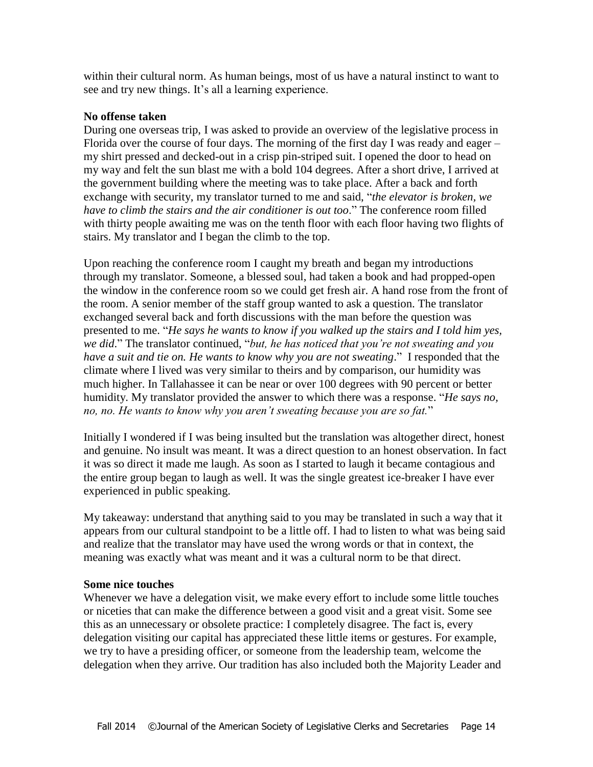within their cultural norm. As human beings, most of us have a natural instinct to want to see and try new things. It's all a learning experience.

**No offense taken**

During one overseas trip, I was asked to provide an overview of the legislative process in Florida over the course of four days. The morning of the first day I was ready and eager – my shirt pressed and decked-out in a crisp pin-striped suit. I opened the door to head on my way and felt the sun blast me with a bold 104 degrees. After a short drive, I arrived at the government building where the meeting was to take place. After a back and forth exchange with security, my translator turned to me and said, "*the elevator is broken, we have to climb the stairs and the air conditioner is out too*." The conference room filled with thirty people awaiting me was on the tenth floor with each floor having two flights of stairs. My translator and I began the climb to the top.

Upon reaching the conference room I caught my breath and began my introductions through my translator. Someone, a blessed soul, had taken a book and had propped-open the window in the conference room so we could get fresh air. A hand rose from the front of the room. A senior member of the staff group wanted to ask a question. The translator exchanged several back and forth discussions with the man before the question was presented to me. "*He says he wants to know if you walked up the stairs and I told him yes, we did.*" The translator continued, "*but, he has noticed that you're not sweating and you have a suit and tie on. He wants to know why you are not sweating*." I responded that the climate where I lived was very similar to theirs and by comparison, our humidity was much higher. In Tallahassee it can be near or over 100 degrees with 90 percent or better humidity. My translator provided the answer to which there was a response. "*He says no, no, no. He wants to know why you aren't sweating because you are so fat.*"

Initially I wondered if I was being insulted but the translation was altogether direct, honest and genuine. No insult was meant. It was a direct question to an honest observation. In fact it was so direct it made me laugh. As soon as I started to laugh it became contagious and the entire group began to laugh as well. It was the single greatest ice-breaker I have ever experienced in public speaking.

My takeaway: understand that anything said to you may be translated in such a way that it appears from our cultural standpoint to be a little off. I had to listen to what was being said and realize that the translator may have used the wrong words or that in context, the meaning was exactly what was meant and it was a cultural norm to be that direct.

**Some nice touches**

Whenever we have a delegation visit, we make every effort to include some little touches or niceties that can make the difference between a good visit and a great visit. Some see this as an unnecessary or obsolete practice: I completely disagree. The fact is, every delegation visiting our capital has appreciated these little items or gestures. For example, we try to have a presiding officer, or someone from the leadership team, welcome the delegation when they arrive. Our tradition has also included both the Majority Leader and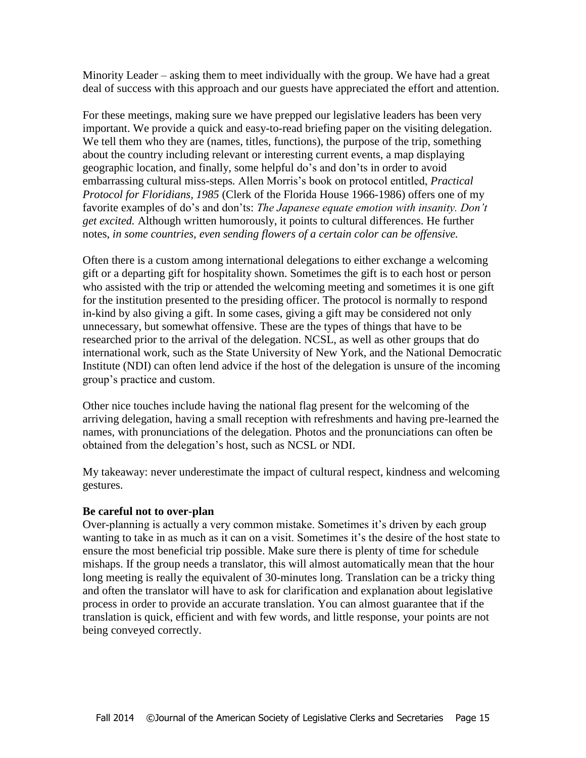Minority Leader – asking them to meet individually with the group. We have had a great deal of success with this approach and our guests have appreciated the effort and attention.

For these meetings, making sure we have prepped our legislative leaders has been very important. We provide a quick and easy-to-read briefing paper on the visiting delegation. We tell them who they are (names, titles, functions), the purpose of the trip, something about the country including relevant or interesting current events, a map displaying geographic location, and finally, some helpful do's and don'ts in order to avoid embarrassing cultural miss-steps. Allen Morris's book on protocol entitled, *Practical Protocol for Floridians, 1985* (Clerk of the Florida House 1966-1986) offers one of my favorite examples of do's and don'ts: *The Japanese equate emotion with insanity. Don't get excited.* Although written humorously, it points to cultural differences. He further notes, *in some countries, even sending flowers of a certain color can be offensive.*

Often there is a custom among international delegations to either exchange a welcoming gift or a departing gift for hospitality shown. Sometimes the gift is to each host or person who assisted with the trip or attended the welcoming meeting and sometimes it is one gift for the institution presented to the presiding officer. The protocol is normally to respond in-kind by also giving a gift. In some cases, giving a gift may be considered not only unnecessary, but somewhat offensive. These are the types of things that have to be researched prior to the arrival of the delegation. NCSL, as well as other groups that do international work, such as the State University of New York, and the National Democratic Institute (NDI) can often lend advice if the host of the delegation is unsure of the incoming group's practice and custom.

Other nice touches include having the national flag present for the welcoming of the arriving delegation, having a small reception with refreshments and having pre-learned the names, with pronunciations of the delegation. Photos and the pronunciations can often be obtained from the delegation's host, such as NCSL or NDI.

My takeaway: never underestimate the impact of cultural respect, kindness and welcoming gestures.

**Be careful not to over-plan**

Over-planning is actually a very common mistake. Sometimes it's driven by each group wanting to take in as much as it can on a visit. Sometimes it's the desire of the host state to ensure the most beneficial trip possible. Make sure there is plenty of time for schedule mishaps. If the group needs a translator, this will almost automatically mean that the hour long meeting is really the equivalent of 30-minutes long. Translation can be a tricky thing and often the translator will have to ask for clarification and explanation about legislative process in order to provide an accurate translation. You can almost guarantee that if the translation is quick, efficient and with few words, and little response, your points are not being conveyed correctly.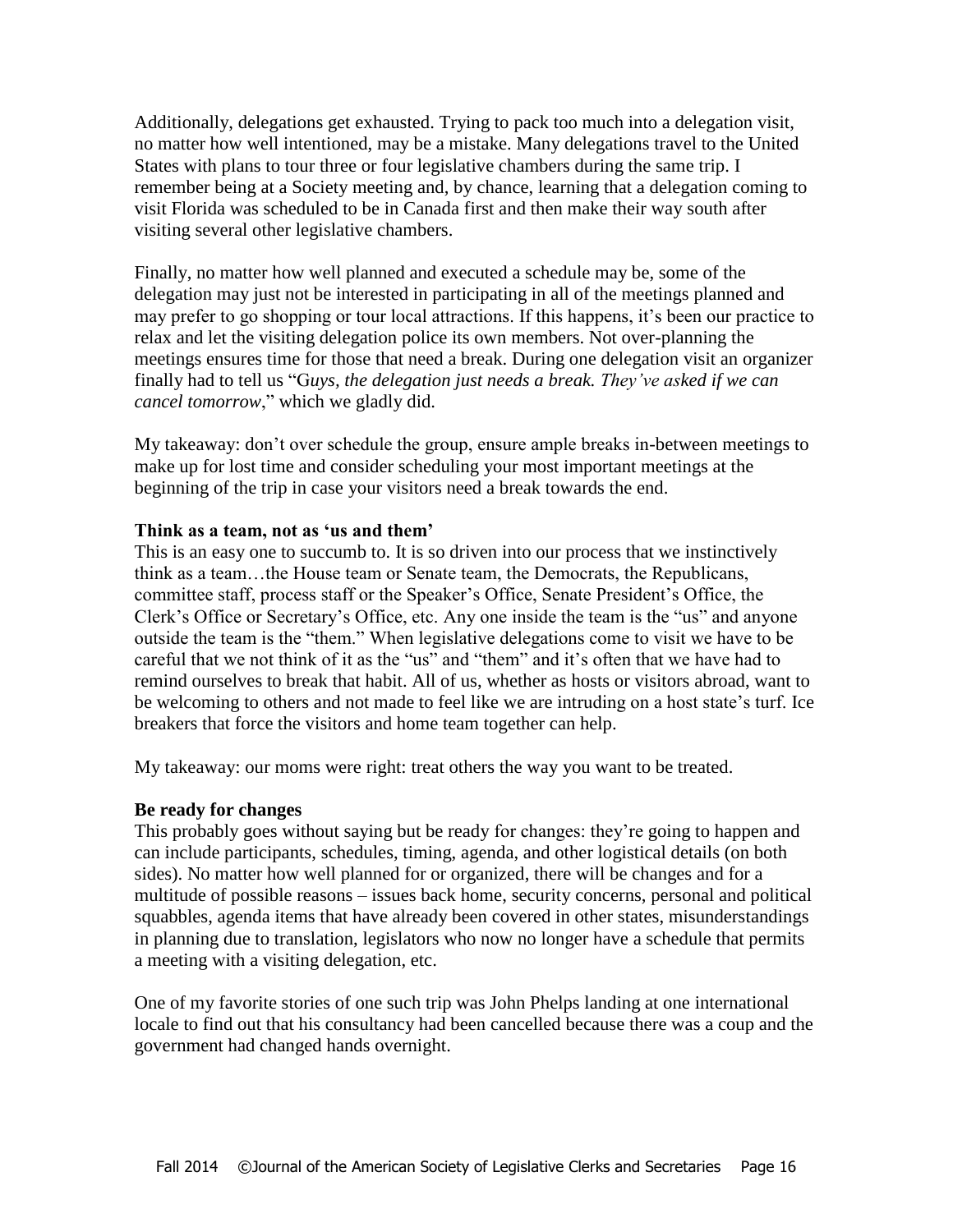Additionally, delegations get exhausted. Trying to pack too much into a delegation visit, no matter how well intentioned, may be a mistake. Many delegations travel to the United States with plans to tour three or four legislative chambers during the same trip. I remember being at a Society meeting and, by chance, learning that a delegation coming to visit Florida was scheduled to be in Canada first and then make their way south after visiting several other legislative chambers.

Finally, no matter how well planned and executed a schedule may be, some of the delegation may just not be interested in participating in all of the meetings planned and may prefer to go shopping or tour local attractions. If this happens, it's been our practice to relax and let the visiting delegation police its own members. Not over-planning the meetings ensures time for those that need a break. During one delegation visit an organizer finally had to tell us "G*uys, the delegation just needs a break. They've asked if we can cancel tomorrow*," which we gladly did.

My takeaway: don't over schedule the group, ensure ample breaks in-between meetings to make up for lost time and consider scheduling your most important meetings at the beginning of the trip in case your visitors need a break towards the end.

**Think as a team, not as 'us and them'**

This is an easy one to succumb to. It is so driven into our process that we instinctively think as a team…the House team or Senate team, the Democrats, the Republicans, committee staff, process staff or the Speaker's Office, Senate President's Office, the Clerk's Office or Secretary's Office, etc. Any one inside the team is the "us" and anyone outside the team is the "them." When legislative delegations come to visit we have to be careful that we not think of it as the "us" and "them" and it's often that we have had to remind ourselves to break that habit. All of us, whether as hosts or visitors abroad, want to be welcoming to others and not made to feel like we are intruding on a host state's turf. Ice breakers that force the visitors and home team together can help.

My takeaway: our moms were right: treat others the way you want to be treated.

**Be ready for changes**

This probably goes without saying but be ready for changes: they're going to happen and can include participants, schedules, timing, agenda, and other logistical details (on both sides). No matter how well planned for or organized, there will be changes and for a multitude of possible reasons – issues back home, security concerns, personal and political squabbles, agenda items that have already been covered in other states, misunderstandings in planning due to translation, legislators who now no longer have a schedule that permits a meeting with a visiting delegation, etc.

One of my favorite stories of one such trip was John Phelps landing at one international locale to find out that his consultancy had been cancelled because there was a coup and the government had changed hands overnight.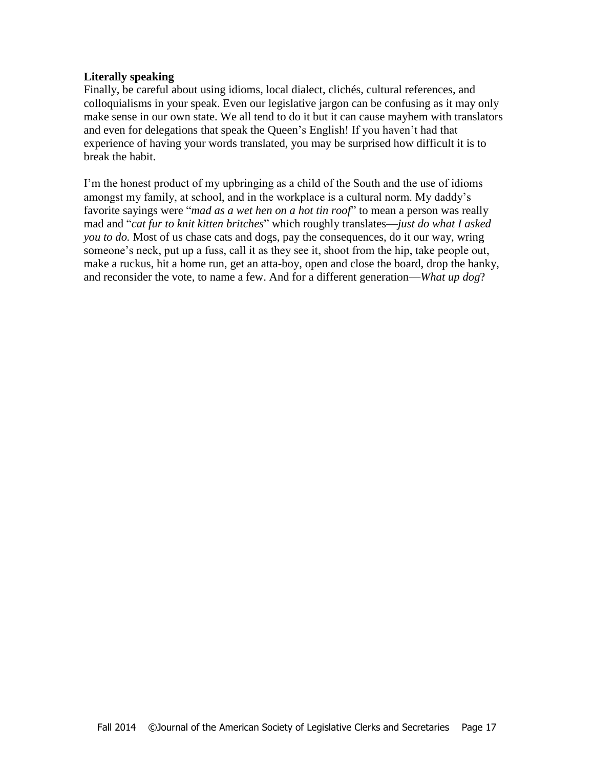**Literally speaking**

Finally, be careful about using idioms, local dialect, clichés, cultural references, and colloquialisms in your speak. Even our legislative jargon can be confusing as it may only make sense in our own state. We all tend to do it but it can cause mayhem with translators and even for delegations that speak the Queen's English! If you haven't had that experience of having your words translated, you may be surprised how difficult it is to break the habit.

I'm the honest product of my upbringing as a child of the South and the use of idioms amongst my family, at school, and in the workplace is a cultural norm. My daddy's favorite sayings were "*mad as a wet hen on a hot tin roof*" to mean a person was really mad and "*cat fur to knit kitten britches*" which roughly translates—*just do what I asked you to do.* Most of us chase cats and dogs, pay the consequences, do it our way, wring someone's neck, put up a fuss, call it as they see it, shoot from the hip, take people out, make a ruckus, hit a home run, get an atta-boy, open and close the board, drop the hanky, and reconsider the vote, to name a few. And for a different generation—*What up dog*?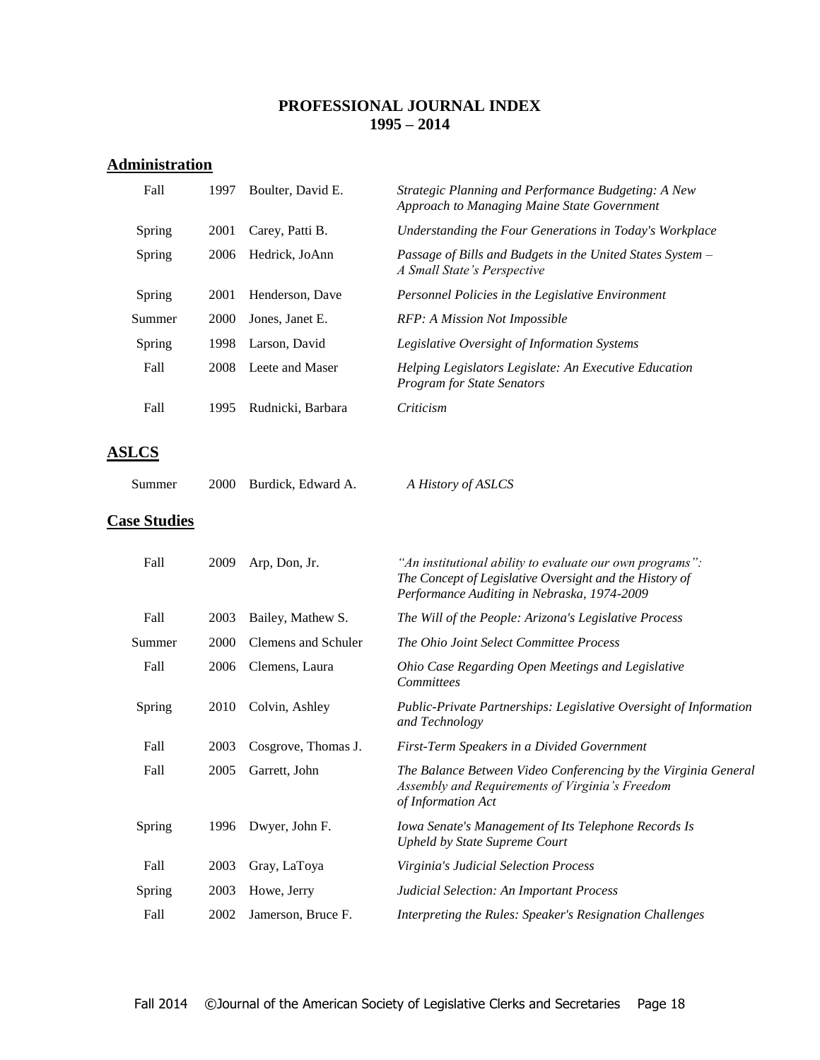# PROFESSIONAL JOURNAL INDEX
# 1995 – 2014

## Administration

| | | | |
|---|---|---|---|
| Fall | 1997 | Boulter, David E. | *Strategic Planning and Performance Budgeting: A New Approach to Managing Maine State Government* |
| Spring | 2001 | Carey, Patti B. | *Understanding the Four Generations in Today's Workplace* |
| Spring | 2006 | Hedrick, JoAnn | *Passage of Bills and Budgets in the United States System – A Small State's Perspective* |
| Spring | 2001 | Henderson, Dave | *Personnel Policies in the Legislative Environment* |
| Summer | 2000 | Jones, Janet E. | *RFP: A Mission Not Impossible* |
| Spring | 1998 | Larson, David | *Legislative Oversight of Information Systems* |
| Fall | 2008 | Leete and Maser | *Helping Legislators Legislate: An Executive Education Program for State Senators* |
| Fall | 1995 | Rudnicki, Barbara | *Criticism* |

## ASLCS

| | | | |
|---|---|---|---|
| Summer | 2000 | Burdick, Edward A. | *A History of ASLCS* |

## Case Studies

| | | | |
|---|---|---|---|
| Fall | 2009 | Arp, Don, Jr. | *"An institutional ability to evaluate our own programs": The Concept of Legislative Oversight and the History of Performance Auditing in Nebraska, 1974-2009* |
| Fall | 2003 | Bailey, Mathew S. | *The Will of the People: Arizona's Legislative Process* |
| Summer | 2000 | Clemens and Schuler | *The Ohio Joint Select Committee Process* |
| Fall | 2006 | Clemens, Laura | *Ohio Case Regarding Open Meetings and Legislative Committees* |
| Spring | 2010 | Colvin, Ashley | *Public-Private Partnerships: Legislative Oversight of Information and Technology* |
| Fall | 2003 | Cosgrove, Thomas J. | *First-Term Speakers in a Divided Government* |
| Fall | 2005 | Garrett, John | *The Balance Between Video Conferencing by the Virginia General Assembly and Requirements of Virginia's Freedom of Information Act* |
| Spring | 1996 | Dwyer, John F. | *Iowa Senate's Management of Its Telephone Records Is Upheld by State Supreme Court* |
| Fall | 2003 | Gray, LaToya | *Virginia's Judicial Selection Process* |
| Spring | 2003 | Howe, Jerry | *Judicial Selection: An Important Process* |
| Fall | 2002 | Jamerson, Bruce F. | *Interpreting the Rules: Speaker's Resignation Challenges* |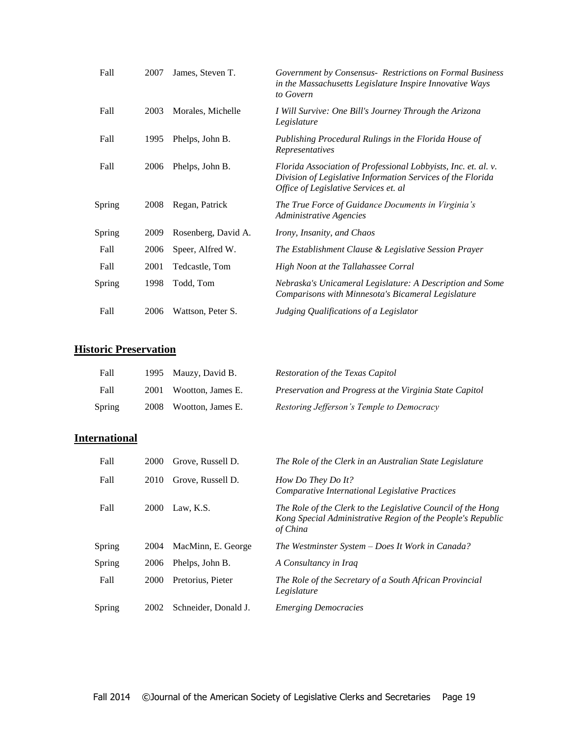| | | | |
|---|---|---|---|
| Fall | 2007 | James, Steven T. | *Government by Consensus- Restrictions on Formal Business in the Massachusetts Legislature Inspire Innovative Ways to Govern* |
| Fall | 2003 | Morales, Michelle | *I Will Survive: One Bill's Journey Through the Arizona Legislature* |
| Fall | 1995 | Phelps, John B. | *Publishing Procedural Rulings in the Florida House of Representatives* |
| Fall | 2006 | Phelps, John B. | *Florida Association of Professional Lobbyists, Inc. et. al. v. Division of Legislative Information Services of the Florida Office of Legislative Services et. al* |
| Spring | 2008 | Regan, Patrick | *The True Force of Guidance Documents in Virginia's Administrative Agencies* |
| Spring | 2009 | Rosenberg, David A. | *Irony, Insanity, and Chaos* |
| Fall | 2006 | Speer, Alfred W. | *The Establishment Clause & Legislative Session Prayer* |
| Fall | 2001 | Tedcastle, Tom | *High Noon at the Tallahassee Corral* |
| Spring | 1998 | Todd, Tom | *Nebraska's Unicameral Legislature: A Description and Some Comparisons with Minnesota's Bicameral Legislature* |
| Fall | 2006 | Wattson, Peter S. | *Judging Qualifications of a Legislator* |

## Historic Preservation

| | | | |
|---|---|---|---|
| Fall | 1995 | Mauzy, David B. | *Restoration of the Texas Capitol* |
| Fall | 2001 | Wootton, James E. | *Preservation and Progress at the Virginia State Capitol* |
| Spring | 2008 | Wootton, James E. | *Restoring Jefferson's Temple to Democracy* |

## International

| | | | |
|---|---|---|---|
| Fall | 2000 | Grove, Russell D. | *The Role of the Clerk in an Australian State Legislature* |
| Fall | 2010 | Grove, Russell D. | *How Do They Do It? Comparative International Legislative Practices* |
| Fall | 2000 | Law, K.S. | *The Role of the Clerk to the Legislative Council of the Hong Kong Special Administrative Region of the People's Republic of China* |
| Spring | 2004 | MacMinn, E. George | *The Westminster System – Does It Work in Canada?* |
| Spring | 2006 | Phelps, John B. | *A Consultancy in Iraq* |
| Fall | 2000 | Pretorius, Pieter | *The Role of the Secretary of a South African Provincial Legislature* |
| Spring | 2002 | Schneider, Donald J. | *Emerging Democracies* |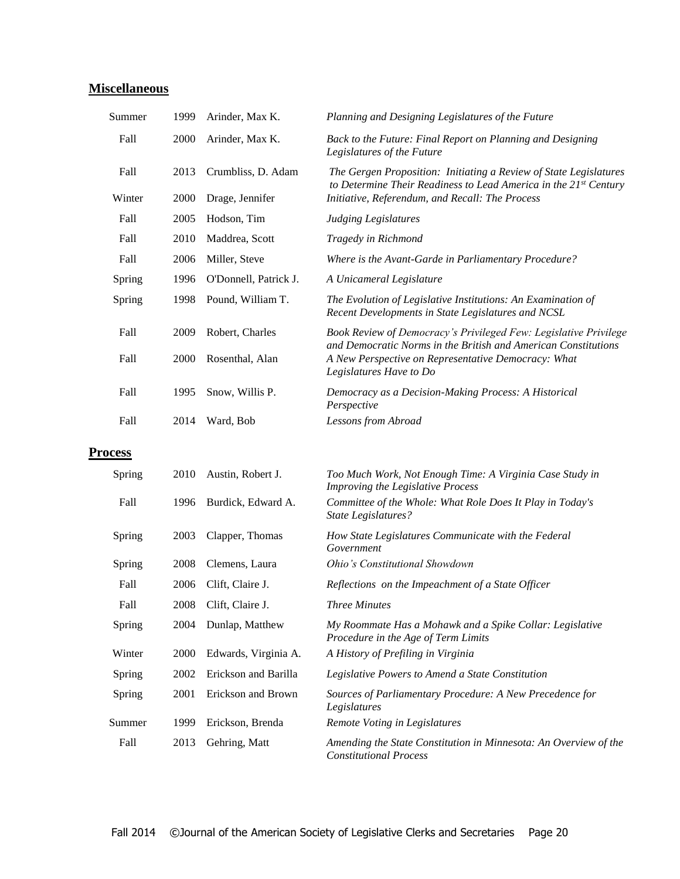## Miscellaneous

| | | | |
|---|---|---|---|
| Summer | 1999 | Arinder, Max K. | *Planning and Designing Legislatures of the Future* |
| Fall | 2000 | Arinder, Max K. | *Back to the Future: Final Report on Planning and Designing Legislatures of the Future* |
| Fall | 2013 | Crumbliss, D. Adam | *The Gergen Proposition: Initiating a Review of State Legislatures to Determine Their Readiness to Lead America in the 21st Century* |
| Winter | 2000 | Drage, Jennifer | *Initiative, Referendum, and Recall: The Process* |
| Fall | 2005 | Hodson, Tim | *Judging Legislatures* |
| Fall | 2010 | Maddrea, Scott | *Tragedy in Richmond* |
| Fall | 2006 | Miller, Steve | *Where is the Avant-Garde in Parliamentary Procedure?* |
| Spring | 1996 | O'Donnell, Patrick J. | *A Unicameral Legislature* |
| Spring | 1998 | Pound, William T. | *The Evolution of Legislative Institutions: An Examination of Recent Developments in State Legislatures and NCSL* |
| Fall | 2009 | Robert, Charles | *Book Review of Democracy's Privileged Few: Legislative Privilege and Democratic Norms in the British and American Constitutions* |
| Fall | 2000 | Rosenthal, Alan | *A New Perspective on Representative Democracy: What Legislatures Have to Do* |
| Fall | 1995 | Snow, Willis P. | *Democracy as a Decision-Making Process: A Historical Perspective* |
| Fall | 2014 | Ward, Bob | *Lessons from Abroad* |

## Process

| | | | |
|---|---|---|---|
| Spring | 2010 | Austin, Robert J. | *Too Much Work, Not Enough Time: A Virginia Case Study in Improving the Legislative Process* |
| Fall | 1996 | Burdick, Edward A. | *Committee of the Whole: What Role Does It Play in Today's State Legislatures?* |
| Spring | 2003 | Clapper, Thomas | *How State Legislatures Communicate with the Federal Government* |
| Spring | 2008 | Clemens, Laura | *Ohio's Constitutional Showdown* |
| Fall | 2006 | Clift, Claire J. | *Reflections on the Impeachment of a State Officer* |
| Fall | 2008 | Clift, Claire J. | *Three Minutes* |
| Spring | 2004 | Dunlap, Matthew | *My Roommate Has a Mohawk and a Spike Collar: Legislative Procedure in the Age of Term Limits* |
| Winter | 2000 | Edwards, Virginia A. | *A History of Prefiling in Virginia* |
| Spring | 2002 | Erickson and Barilla | *Legislative Powers to Amend a State Constitution* |
| Spring | 2001 | Erickson and Brown | *Sources of Parliamentary Procedure: A New Precedence for Legislatures* |
| Summer | 1999 | Erickson, Brenda | *Remote Voting in Legislatures* |
| Fall | 2013 | Gehring, Matt | *Amending the State Constitution in Minnesota: An Overview of the Constitutional Process* |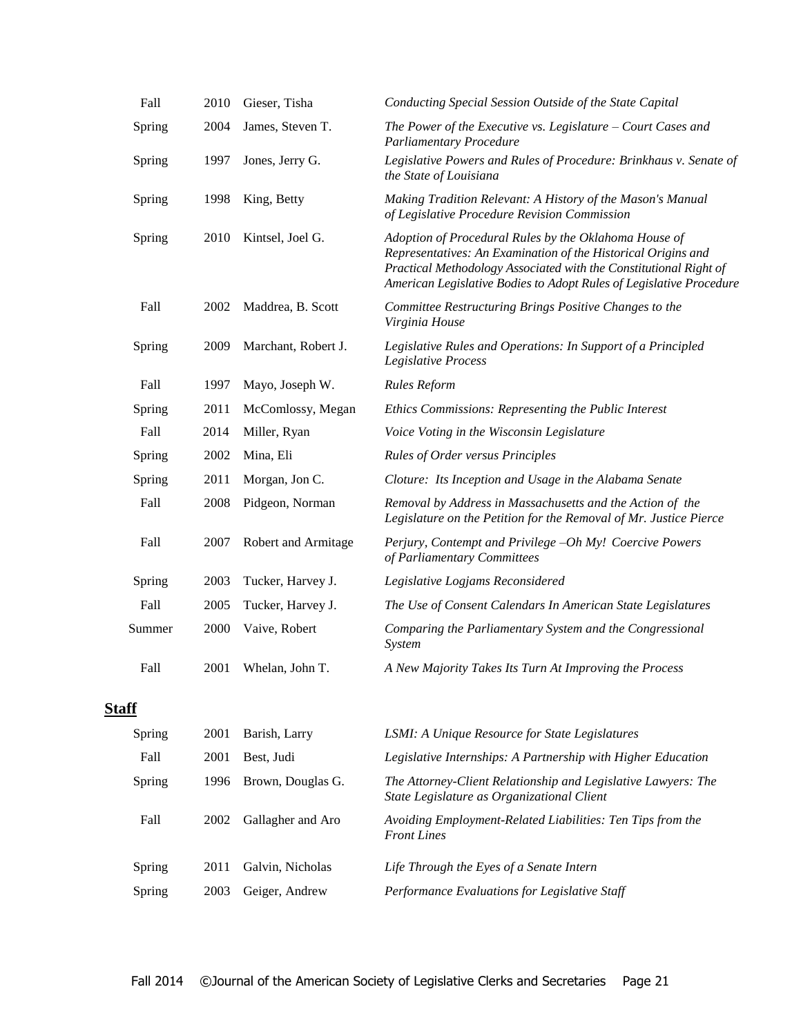| | | | |
|---|---|---|---|
| Fall | 2010 | Gieser, Tisha | *Conducting Special Session Outside of the State Capital* |
| Spring | 2004 | James, Steven T. | *The Power of the Executive vs. Legislature – Court Cases and Parliamentary Procedure* |
| Spring | 1997 | Jones, Jerry G. | *Legislative Powers and Rules of Procedure: Brinkhaus v. Senate of the State of Louisiana* |
| Spring | 1998 | King, Betty | *Making Tradition Relevant: A History of the Mason's Manual of Legislative Procedure Revision Commission* |
| Spring | 2010 | Kintsel, Joel G. | *Adoption of Procedural Rules by the Oklahoma House of Representatives: An Examination of the Historical Origins and Practical Methodology Associated with the Constitutional Right of American Legislative Bodies to Adopt Rules of Legislative Procedure* |
| Fall | 2002 | Maddrea, B. Scott | *Committee Restructuring Brings Positive Changes to the Virginia House* |
| Spring | 2009 | Marchant, Robert J. | *Legislative Rules and Operations: In Support of a Principled Legislative Process* |
| Fall | 1997 | Mayo, Joseph W. | *Rules Reform* |
| Spring | 2011 | McComlossy, Megan | *Ethics Commissions: Representing the Public Interest* |
| Fall | 2014 | Miller, Ryan | *Voice Voting in the Wisconsin Legislature* |
| Spring | 2002 | Mina, Eli | *Rules of Order versus Principles* |
| Spring | 2011 | Morgan, Jon C. | *Cloture: Its Inception and Usage in the Alabama Senate* |
| Fall | 2008 | Pidgeon, Norman | *Removal by Address in Massachusetts and the Action of the Legislature on the Petition for the Removal of Mr. Justice Pierce* |
| Fall | 2007 | Robert and Armitage | *Perjury, Contempt and Privilege –Oh My! Coercive Powers of Parliamentary Committees* |
| Spring | 2003 | Tucker, Harvey J. | *Legislative Logjams Reconsidered* |
| Fall | 2005 | Tucker, Harvey J. | *The Use of Consent Calendars In American State Legislatures* |
| Summer | 2000 | Vaive, Robert | *Comparing the Parliamentary System and the Congressional System* |
| Fall | 2001 | Whelan, John T. | *A New Majority Takes Its Turn At Improving the Process* |

## **Staff**

| | | | |
|---|---|---|---|
| Spring | 2001 | Barish, Larry | *LSMI: A Unique Resource for State Legislatures* |
| Fall | 2001 | Best, Judi | *Legislative Internships: A Partnership with Higher Education* |
| Spring | 1996 | Brown, Douglas G. | *The Attorney-Client Relationship and Legislative Lawyers: The State Legislature as Organizational Client* |
| Fall | 2002 | Gallagher and Aro | *Avoiding Employment-Related Liabilities: Ten Tips from the Front Lines* |
| Spring | 2011 | Galvin, Nicholas | *Life Through the Eyes of a Senate Intern* |
| Spring | 2003 | Geiger, Andrew | *Performance Evaluations for Legislative Staff* |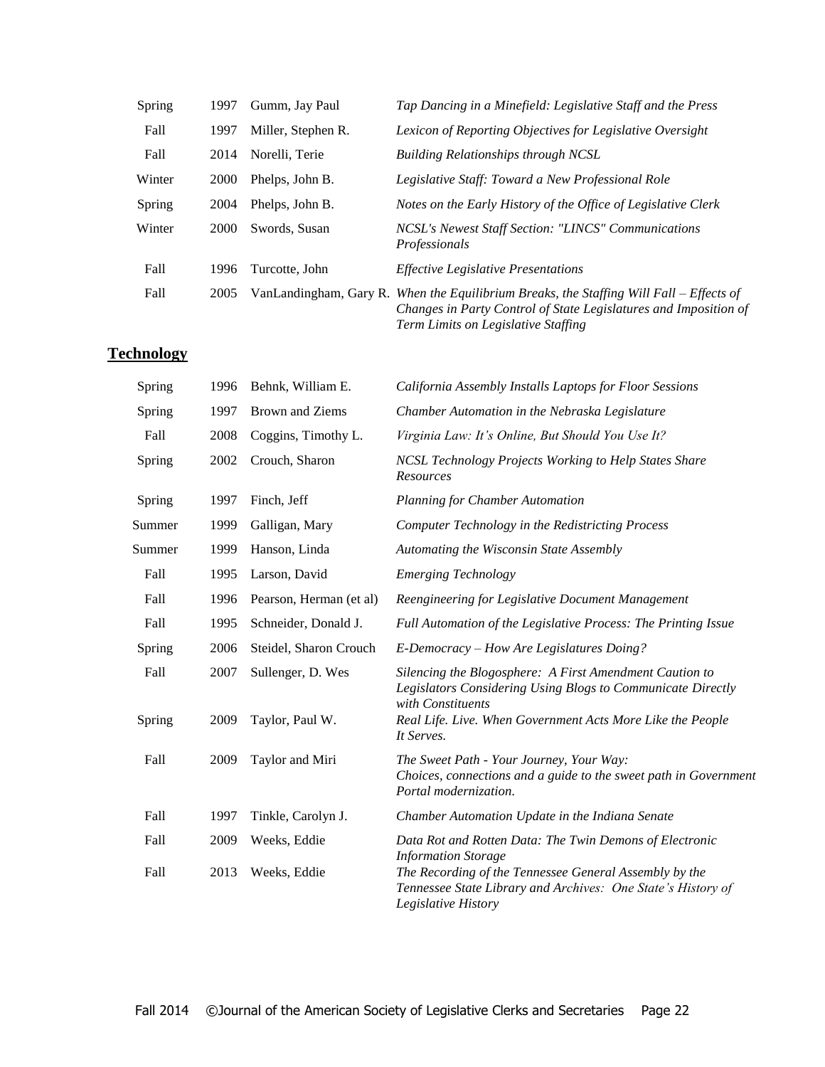| | | | |
|---|---|---|---|
| Spring | 1997 | Gumm, Jay Paul | *Tap Dancing in a Minefield: Legislative Staff and the Press* |
| Fall | 1997 | Miller, Stephen R. | *Lexicon of Reporting Objectives for Legislative Oversight* |
| Fall | 2014 | Norelli, Terie | *Building Relationships through NCSL* |
| Winter | 2000 | Phelps, John B. | *Legislative Staff: Toward a New Professional Role* |
| Spring | 2004 | Phelps, John B. | *Notes on the Early History of the Office of Legislative Clerk* |
| Winter | 2000 | Swords, Susan | *NCSL's Newest Staff Section: "LINCS" Communications Professionals* |
| Fall | 1996 | Turcotte, John | *Effective Legislative Presentations* |
| Fall | 2005 | VanLandingham, Gary R. | *When the Equilibrium Breaks, the Staffing Will Fall – Effects of Changes in Party Control of State Legislatures and Imposition of Term Limits on Legislative Staffing* |

## Technology

| | | | |
|---|---|---|---|
| Spring | 1996 | Behnk, William E. | *California Assembly Installs Laptops for Floor Sessions* |
| Spring | 1997 | Brown and Ziems | *Chamber Automation in the Nebraska Legislature* |
| Fall | 2008 | Coggins, Timothy L. | *Virginia Law: It's Online, But Should You Use It?* |
| Spring | 2002 | Crouch, Sharon | *NCSL Technology Projects Working to Help States Share Resources* |
| Spring | 1997 | Finch, Jeff | *Planning for Chamber Automation* |
| Summer | 1999 | Galligan, Mary | *Computer Technology in the Redistricting Process* |
| Summer | 1999 | Hanson, Linda | *Automating the Wisconsin State Assembly* |
| Fall | 1995 | Larson, David | *Emerging Technology* |
| Fall | 1996 | Pearson, Herman (et al) | *Reengineering for Legislative Document Management* |
| Fall | 1995 | Schneider, Donald J. | *Full Automation of the Legislative Process: The Printing Issue* |
| Spring | 2006 | Steidel, Sharon Crouch | *E-Democracy – How Are Legislatures Doing?* |
| Fall | 2007 | Sullenger, D. Wes | *Silencing the Blogosphere: A First Amendment Caution to Legislators Considering Using Blogs to Communicate Directly with Constituents* |
| Spring | 2009 | Taylor, Paul W. | *Real Life. Live. When Government Acts More Like the People It Serves.* |
| Fall | 2009 | Taylor and Miri | *The Sweet Path - Your Journey, Your Way: Choices, connections and a guide to the sweet path in Government Portal modernization.* |
| Fall | 1997 | Tinkle, Carolyn J. | *Chamber Automation Update in the Indiana Senate* |
| Fall | 2009 | Weeks, Eddie | *Data Rot and Rotten Data: The Twin Demons of Electronic Information Storage* |
| Fall | 2013 | Weeks, Eddie | *The Recording of the Tennessee General Assembly by the Tennessee State Library and Archives: One State's History of Legislative History* |